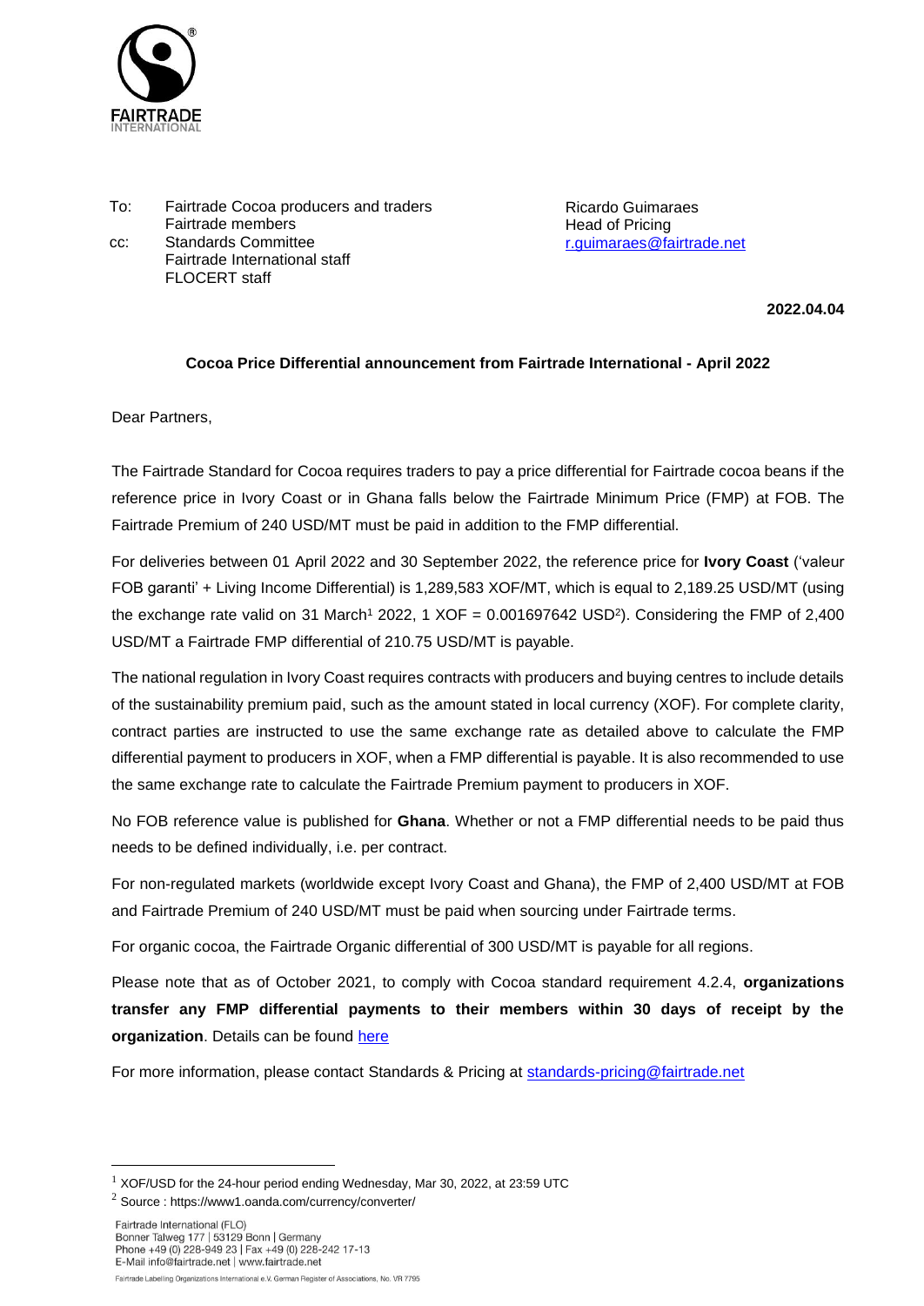FAIRTRADE INTERNATIONAL

To: Fairtrade Cocoa producers and traders
Fairtrade members
cc: Standards Committee
Fairtrade International staff
FLOCERT staff

Ricardo Guimaraes
Head of Pricing
r.guimaraes@fairtrade.net

**2022.04.04**

**Cocoa Price Differential announcement from Fairtrade International - April 2022**

Dear Partners,

The Fairtrade Standard for Cocoa requires traders to pay a price differential for Fairtrade cocoa beans if the reference price in Ivory Coast or in Ghana falls below the Fairtrade Minimum Price (FMP) at FOB. The Fairtrade Premium of 240 USD/MT must be paid in addition to the FMP differential.

For deliveries between 01 April 2022 and 30 September 2022, the reference price for **Ivory Coast** ('valeur FOB garanti' + Living Income Differential) is 1,289,583 XOF/MT, which is equal to 2,189.25 USD/MT (using the exchange rate valid on 31 March[1] 2022, 1 XOF = 0.001697642 USD[2]). Considering the FMP of 2,400 USD/MT a Fairtrade FMP differential of 210.75 USD/MT is payable.

The national regulation in Ivory Coast requires contracts with producers and buying centres to include details of the sustainability premium paid, such as the amount stated in local currency (XOF). For complete clarity, contract parties are instructed to use the same exchange rate as detailed above to calculate the FMP differential payment to producers in XOF, when a FMP differential is payable. It is also recommended to use the same exchange rate to calculate the Fairtrade Premium payment to producers in XOF.

No FOB reference value is published for **Ghana**. Whether or not a FMP differential needs to be paid thus needs to be defined individually, i.e. per contract.

For non-regulated markets (worldwide except Ivory Coast and Ghana), the FMP of 2,400 USD/MT at FOB and Fairtrade Premium of 240 USD/MT must be paid when sourcing under Fairtrade terms.

For organic cocoa, the Fairtrade Organic differential of 300 USD/MT is payable for all regions.

Please note that as of October 2021, to comply with Cocoa standard requirement 4.2.4, **organizations transfer any FMP differential payments to their members within 30 days of receipt by the organization**. Details can be found here

For more information, please contact Standards & Pricing at standards-pricing@fairtrade.net

[1] XOF/USD for the 24-hour period ending Wednesday, Mar 30, 2022, at 23:59 UTC

[2] Source : https://www1.oanda.com/currency/converter/

Fairtrade International (FLO)
Bonner Talweg 177 | 53129 Bonn | Germany
Phone +49 (0) 228-949 23 | Fax +49 (0) 228-242 17-13
E-Mail info@fairtrade.net | www.fairtrade.net

Fairtrade Labelling Organizations International e.V. German Register of Associations, No. VR 7795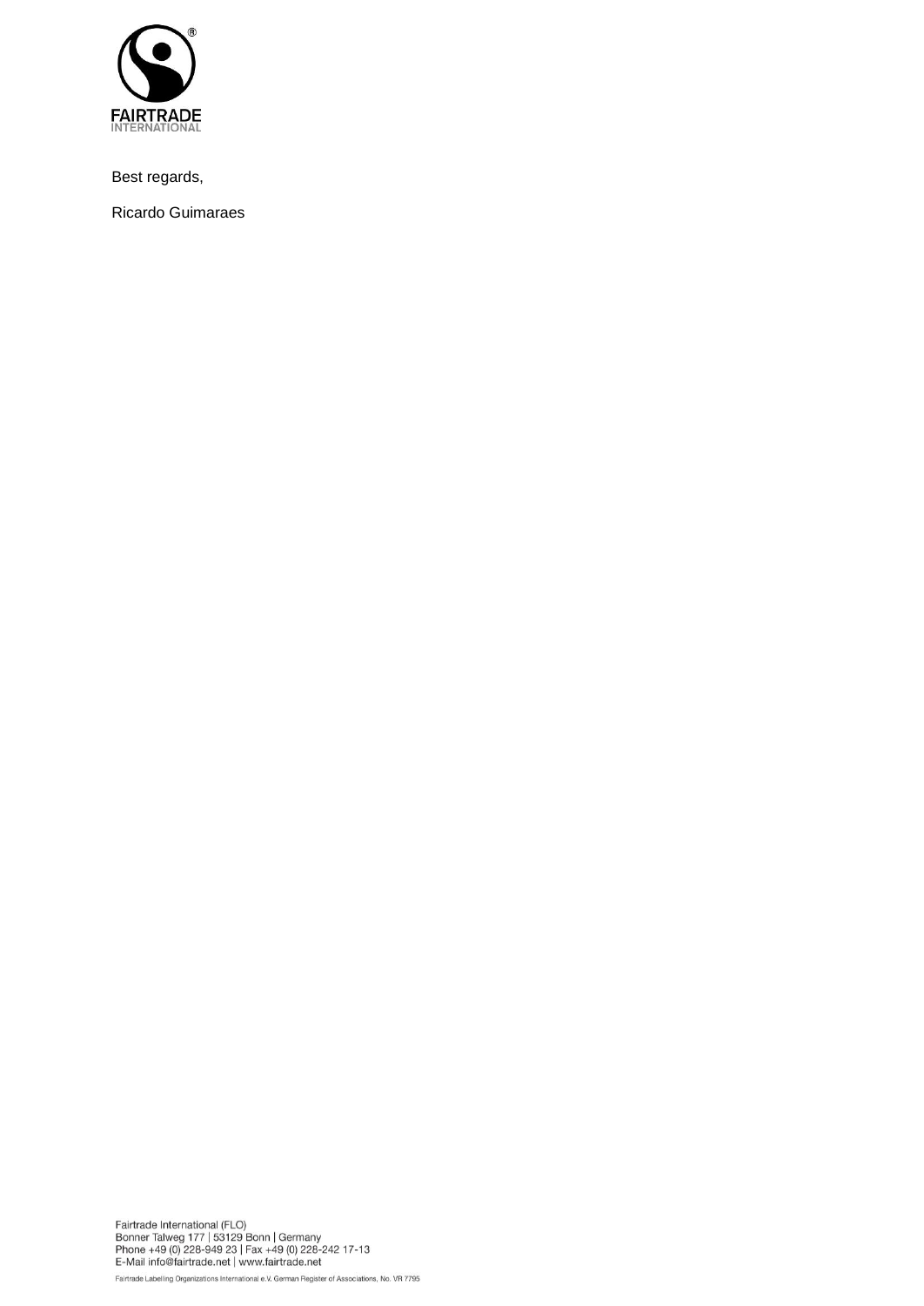Best regards,

Ricardo Guimaraes